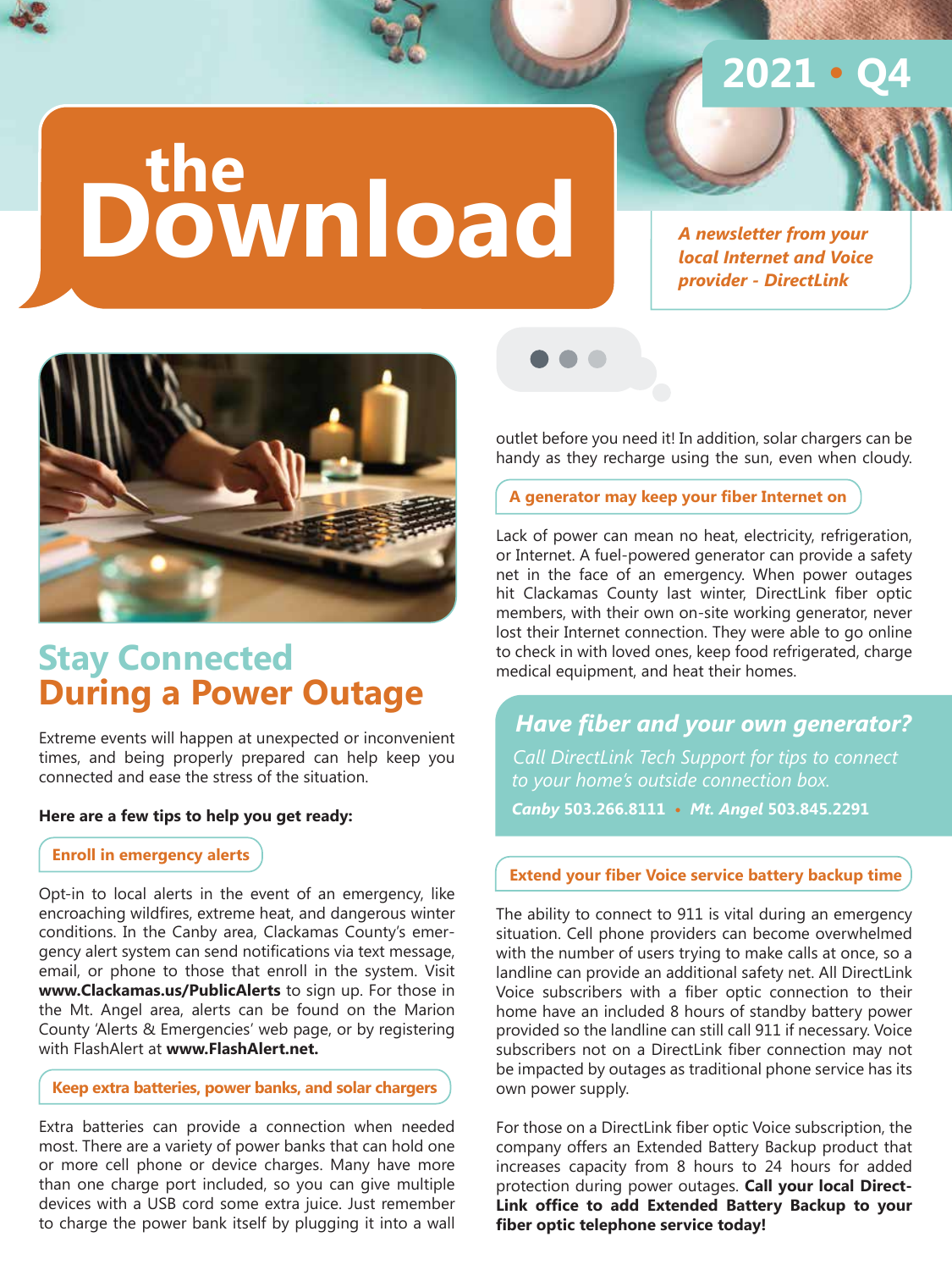# the Download

**2021 • Q4**

*A newsletter from your local Internet and Voice provider - DirectLink*

## Stay Connected During a Power Outage

Extreme events will happen at unexpected or inconvenient times, and being properly prepared can help keep you connected and ease the stress of the situation.

**Here are a few tips to help you get ready:**

### Enroll in emergency alerts

Opt-in to local alerts in the event of an emergency, like encroaching wildfires, extreme heat, and dangerous winter conditions. In the Canby area, Clackamas County's emergency alert system can send notifications via text message, email, or phone to those that enroll in the system. Visit **www.Clackamas.us/PublicAlerts** to sign up. For those in the Mt. Angel area, alerts can be found on the Marion County 'Alerts & Emergencies' web page, or by registering with FlashAlert at **www.FlashAlert.net.**

### Keep extra batteries, power banks, and solar chargers

Extra batteries can provide a connection when needed most. There are a variety of power banks that can hold one or more cell phone or device charges. Many have more than one charge port included, so you can give multiple devices with a USB cord some extra juice. Just remember to charge the power bank itself by plugging it into a wall outlet before you need it! In addition, solar chargers can be handy as they recharge using the sun, even when cloudy.

### A generator may keep your fiber Internet on

Lack of power can mean no heat, electricity, refrigeration, or Internet. A fuel-powered generator can provide a safety net in the face of an emergency. When power outages hit Clackamas County last winter, DirectLink fiber optic members, with their own on-site working generator, never lost their Internet connection. They were able to go online to check in with loved ones, keep food refrigerated, charge medical equipment, and heat their homes.

***Have fiber and your own generator?***

*Call DirectLink Tech Support for tips to connect to your home's outside connection box.*

***Canby* 503.266.8111 • *Mt. Angel* 503.845.2291**

### Extend your fiber Voice service battery backup time

The ability to connect to 911 is vital during an emergency situation. Cell phone providers can become overwhelmed with the number of users trying to make calls at once, so a landline can provide an additional safety net. All DirectLink Voice subscribers with a fiber optic connection to their home have an included 8 hours of standby battery power provided so the landline can still call 911 if necessary. Voice subscribers not on a DirectLink fiber connection may not be impacted by outages as traditional phone service has its own power supply.

For those on a DirectLink fiber optic Voice subscription, the company offers an Extended Battery Backup product that increases capacity from 8 hours to 24 hours for added protection during power outages. **Call your local DirectLink office to add Extended Battery Backup to your fiber optic telephone service today!**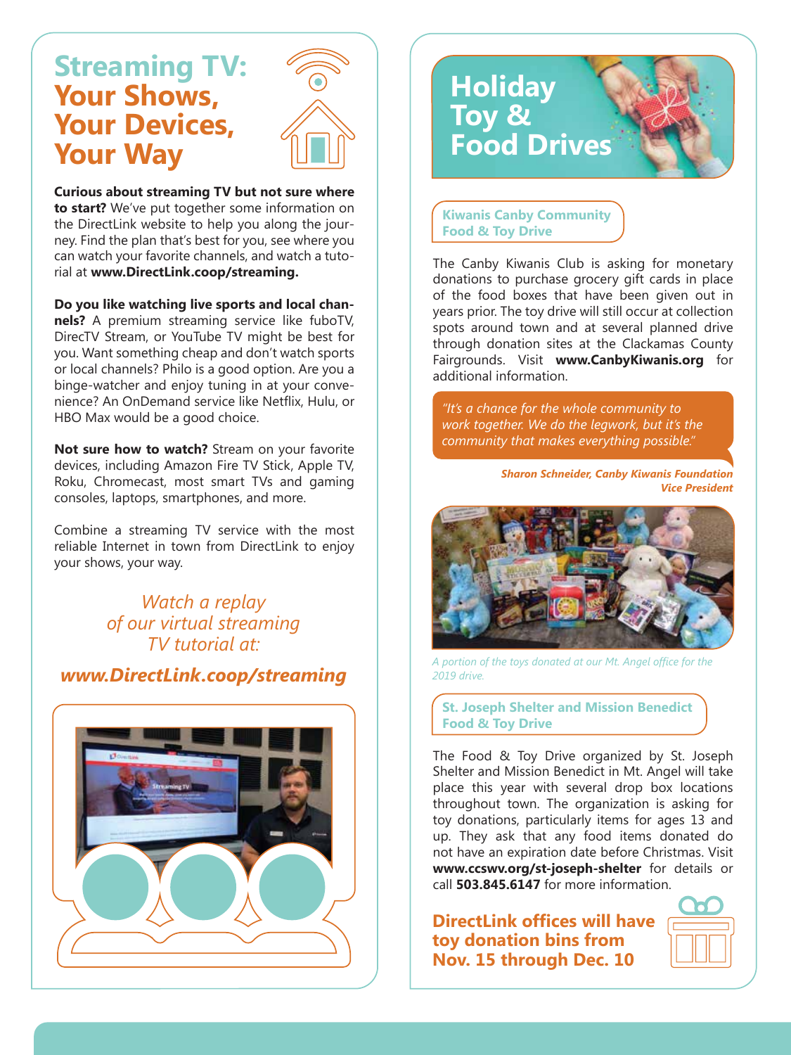# Streaming TV: Your Shows, Your Devices, Your Way

**Curious about streaming TV but not sure where to start?** We've put together some information on the DirectLink website to help you along the journey. Find the plan that's best for you, see where you can watch your favorite channels, and watch a tutorial at **www.DirectLink.coop/streaming.**

**Do you like watching live sports and local channels?** A premium streaming service like fuboTV, DirecTV Stream, or YouTube TV might be best for you. Want something cheap and don't watch sports or local channels? Philo is a good option. Are you a binge-watcher and enjoy tuning in at your convenience? An OnDemand service like Netflix, Hulu, or HBO Max would be a good choice.

**Not sure how to watch?** Stream on your favorite devices, including Amazon Fire TV Stick, Apple TV, Roku, Chromecast, most smart TVs and gaming consoles, laptops, smartphones, and more.

Combine a streaming TV service with the most reliable Internet in town from DirectLink to enjoy your shows, your way.

*Watch a replay of our virtual streaming TV tutorial at:*

***www.DirectLink.coop/streaming***

# Holiday Toy & Food Drives

## Kiwanis Canby Community Food & Toy Drive

The Canby Kiwanis Club is asking for monetary donations to purchase grocery gift cards in place of the food boxes that have been given out in years prior. The toy drive will still occur at collection spots around town and at several planned drive through donation sites at the Clackamas County Fairgrounds. Visit **www.CanbyKiwanis.org** for additional information.

*"It's a chance for the whole community to work together. We do the legwork, but it's the community that makes everything possible."*

***Sharon Schneider, Canby Kiwanis Foundation Vice President***

*A portion of the toys donated at our Mt. Angel office for the 2019 drive.*

## St. Joseph Shelter and Mission Benedict Food & Toy Drive

The Food & Toy Drive organized by St. Joseph Shelter and Mission Benedict in Mt. Angel will take place this year with several drop box locations throughout town. The organization is asking for toy donations, particularly items for ages 13 and up. They ask that any food items donated do not have an expiration date before Christmas. Visit **www.ccswv.org/st-joseph-shelter** for details or call **503.845.6147** for more information.

**DirectLink offices will have toy donation bins from Nov. 15 through Dec. 10**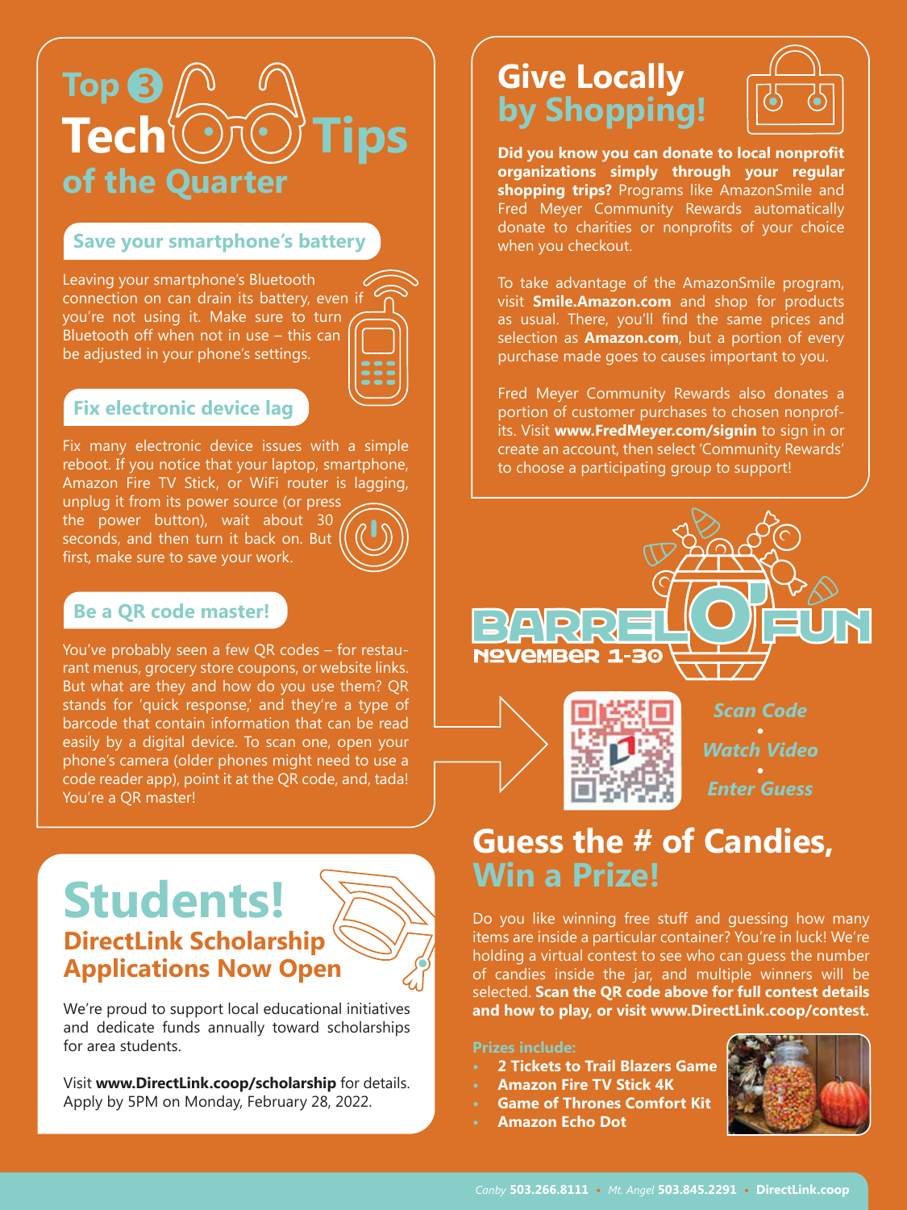# Top 3 Tech Tips of the Quarter

### Save your smartphone's battery

Leaving your smartphone's Bluetooth connection on can drain its battery, even if you're not using it. Make sure to turn Bluetooth off when not in use – this can be adjusted in your phone's settings.

### Fix electronic device lag

Fix many electronic device issues with a simple reboot. If you notice that your laptop, smartphone, Amazon Fire TV Stick, or WiFi router is lagging, unplug it from its power source (or press the power button), wait about 30 seconds, and then turn it back on. But first, make sure to save your work.

### Be a QR code master!

You've probably seen a few QR codes – for restaurant menus, grocery store coupons, or website links. But what are they and how do you use them? QR stands for 'quick response,' and they're a type of barcode that contain information that can be read easily by a digital device. To scan one, open your phone's camera (older phones might need to use a code reader app), point it at the QR code, and, tada! You're a QR master!

# Give Locally by Shopping!

**Did you know you can donate to local nonprofit organizations simply through your regular shopping trips?** Programs like AmazonSmile and Fred Meyer Community Rewards automatically donate to charities or nonprofits of your choice when you checkout.

To take advantage of the AmazonSmile program, visit **Smile.Amazon.com** and shop for products as usual. There, you'll find the same prices and selection as **Amazon.com**, but a portion of every purchase made goes to causes important to you.

Fred Meyer Community Rewards also donates a portion of customer purchases to chosen nonprofits. Visit **www.FredMeyer.com/signin** to sign in or create an account, then select 'Community Rewards' to choose a participating group to support!

# Students!

## DirectLink Scholarship Applications Now Open

We're proud to support local educational initiatives and dedicate funds annually toward scholarships for area students.

Visit **www.DirectLink.coop/scholarship** for details. Apply by 5PM on Monday, February 28, 2022.

# Barrel O' Fun

November 1-30

*Scan Code • Watch Video • Enter Guess*

# Guess the # of Candies, Win a Prize!

Do you like winning free stuff and guessing how many items are inside a particular container? You're in luck! We're holding a virtual contest to see who can guess the number of candies inside the jar, and multiple winners will be selected. **Scan the QR code above for full contest details and how to play, or visit www.DirectLink.coop/contest.**

**Prizes include:**

- **2 Tickets to Trail Blazers Game**
- **Amazon Fire TV Stick 4K**
- **Game of Thrones Comfort Kit**
- **Amazon Echo Dot**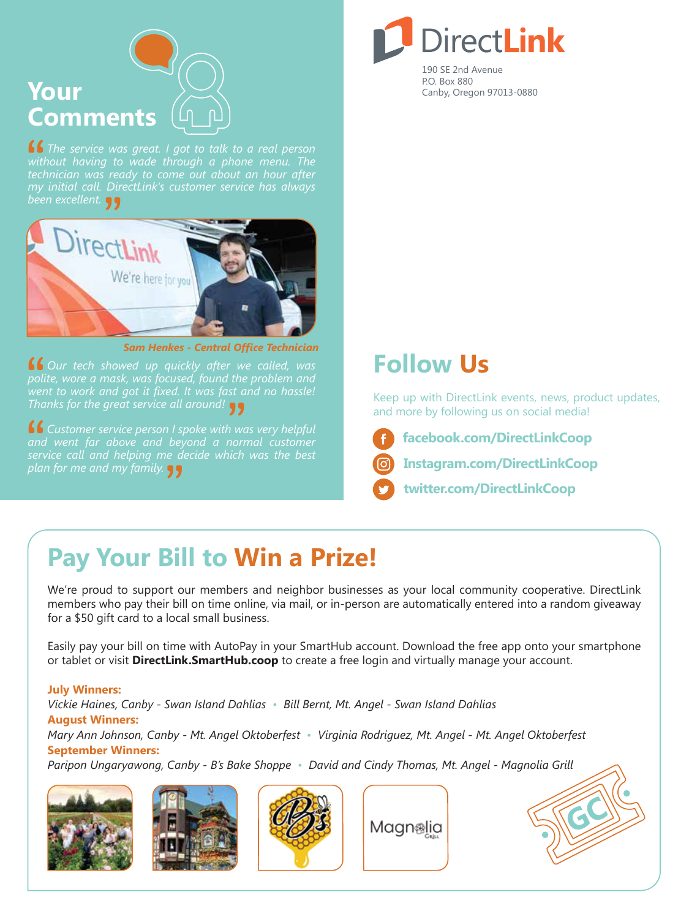## Your Comments

*"The service was great. I got to talk to a real person without having to wade through a phone menu. The technician was ready to come out about an hour after my initial call. DirectLink's customer service has always been excellent."*

*Sam Henkes - Central Office Technician*

*"Our tech showed up quickly after we called, was polite, wore a mask, was focused, found the problem and went to work and got it fixed. It was fast and no hassle! Thanks for the great service all around!"*

*"Customer service person I spoke with was very helpful and went far above and beyond a normal customer service call and helping me decide which was the best plan for me and my family."*

**DirectLink**

190 SE 2nd Avenue
P.O. Box 880
Canby, Oregon 97013-0880

## Follow Us

Keep up with DirectLink events, news, product updates, and more by following us on social media!

- **facebook.com/DirectLinkCoop**
- **Instagram.com/DirectLinkCoop**
- **twitter.com/DirectLinkCoop**

## Pay Your Bill to Win a Prize!

We're proud to support our members and neighbor businesses as your local community cooperative. DirectLink members who pay their bill on time online, via mail, or in-person are automatically entered into a random giveaway for a $50 gift card to a local small business.

Easily pay your bill on time with AutoPay in your SmartHub account. Download the free app onto your smartphone or tablet or visit **DirectLink.SmartHub.coop** to create a free login and virtually manage your account.

**July Winners:**
*Vickie Haines, Canby - Swan Island Dahlias • Bill Bernt, Mt. Angel - Swan Island Dahlias*

**August Winners:**
*Mary Ann Johnson, Canby - Mt. Angel Oktoberfest • Virginia Rodriguez, Mt. Angel - Mt. Angel Oktoberfest*

**September Winners:**
*Paripon Ungaryawong, Canby - B's Bake Shoppe • David and Cindy Thomas, Mt. Angel - Magnolia Grill*